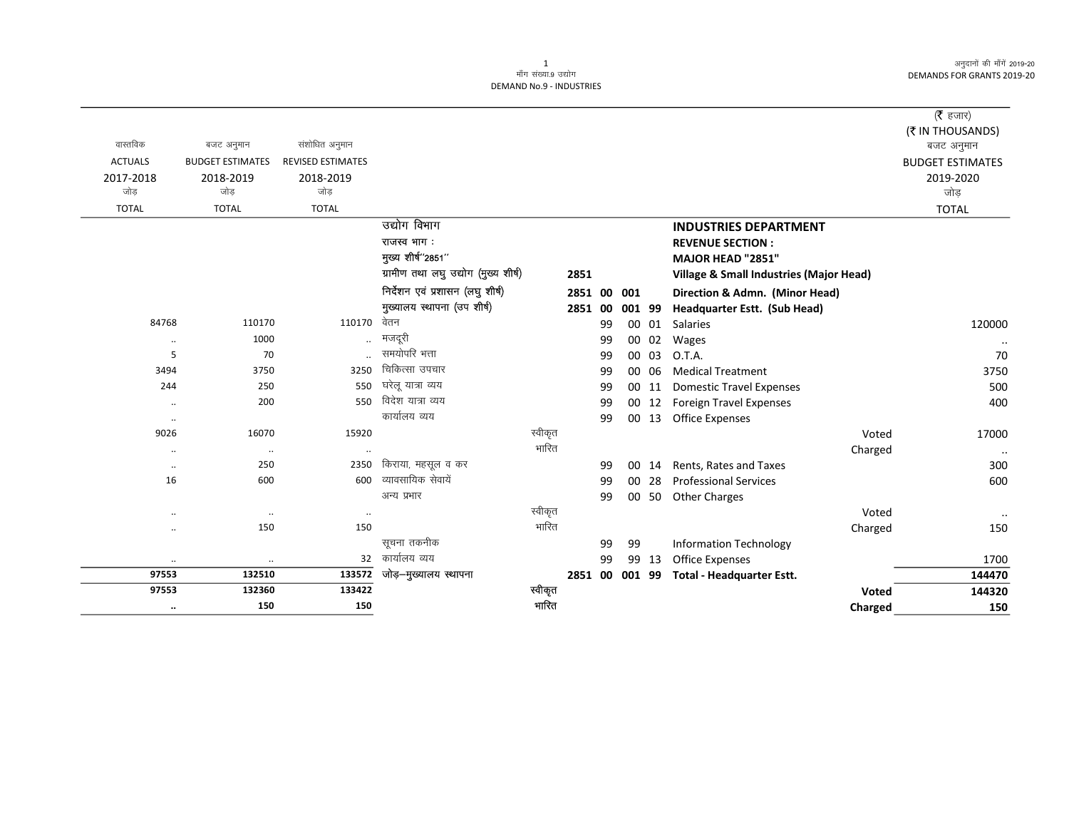मॉंग संख्या.9 उद्योग
DEMAND No.9 - INDUSTRIES

अनुदानों की माँगें 2019-20
DEMANDS FOR GRANTS 2019-20

(₹ हजार)
(₹ IN THOUSANDS)

| वास्तविक ACTUALS 2017-2018 जोड़ TOTAL | बजट अनुमान BUDGET ESTIMATES 2018-2019 जोड़ TOTAL | संशोधित अनुमान REVISED ESTIMATES 2018-2019 जोड़ TOTAL | | | | | | | | बजट अनुमान BUDGET ESTIMATES 2019-2020 जोड़ TOTAL |
|---|---|---|---|---|---|---|---|---|---|---|
| | | | उद्योग विभाग | | | | | | **INDUSTRIES DEPARTMENT** | |
| | | | राजस्व भाग : | | | | | | **REVENUE SECTION :** | |
| | | | मुख्य शीर्ष"2851" | | | | | | **MAJOR HEAD "2851"** | |
| | | | ग्रामीण तथा लघु उद्योग (मुख्य शीर्ष) | 2851 | | | | | **Village & Small Industries (Major Head)** | |
| | | | निर्देशन एवं प्रशासन (लघु शीर्ष) | 2851 | 00 | 001 | | | **Direction & Admn. (Minor Head)** | |
| | | | मुख्यालय स्थापना (उप शीर्ष) | 2851 | 00 | 001 | 99 | | **Headquarter Estt. (Sub Head)** | |
| 84768 | 110170 | 110170 | वेतन | | 99 | 00 | 01 | | Salaries | 120000 |
| .. | 1000 | .. | मजदूरी | | 99 | 00 | 02 | | Wages | .. |
| 5 | 70 | .. | समयोपरि भत्ता | | 99 | 00 | 03 | | O.T.A. | 70 |
| 3494 | 3750 | 3250 | चिकित्सा उपचार | | 99 | 00 | 06 | | Medical Treatment | 3750 |
| 244 | 250 | 550 | घरेलू यात्रा व्यय | | 99 | 00 | 11 | | Domestic Travel Expenses | 500 |
| .. | 200 | 550 | विदेश यात्रा व्यय | | 99 | 00 | 12 | | Foreign Travel Expenses | 400 |
| .. | | | कार्यालय व्यय | | 99 | 00 | 13 | | Office Expenses | |
| 9026 | 16070 | 15920 | स्वीकृत | | | | | | Voted | 17000 |
| .. | .. | .. | भारित | | | | | | Charged | .. |
| .. | 250 | 2350 | किराया, महसूल व कर | | 99 | 00 | 14 | | Rents, Rates and Taxes | 300 |
| 16 | 600 | 600 | व्यावसायिक सेवायें | | 99 | 00 | 28 | | Professional Services | 600 |
| | | | अन्य प्रभार | | 99 | 00 | 50 | | Other Charges | |
| .. | .. | .. | स्वीकृत | | | | | | Voted | .. |
| .. | 150 | 150 | भारित | | | | | | Charged | 150 |
| | | | सूचना तकनीक | | 99 | 99 | | | Information Technology | |
| .. | .. | 32 | कार्यालय व्यय | | 99 | 99 | 13 | | Office Expenses | 1700 |
| **97553** | **132510** | **133572** | जोड़–मुख्यालय स्थापना | 2851 | 00 | 001 | 99 | | **Total - Headquarter Estt.** | **144470** |
| **97553** | **132360** | **133422** | स्वीकृत | | | | | | **Voted** | **144320** |
| **..** | **150** | **150** | भारित | | | | | | **Charged** | **150** |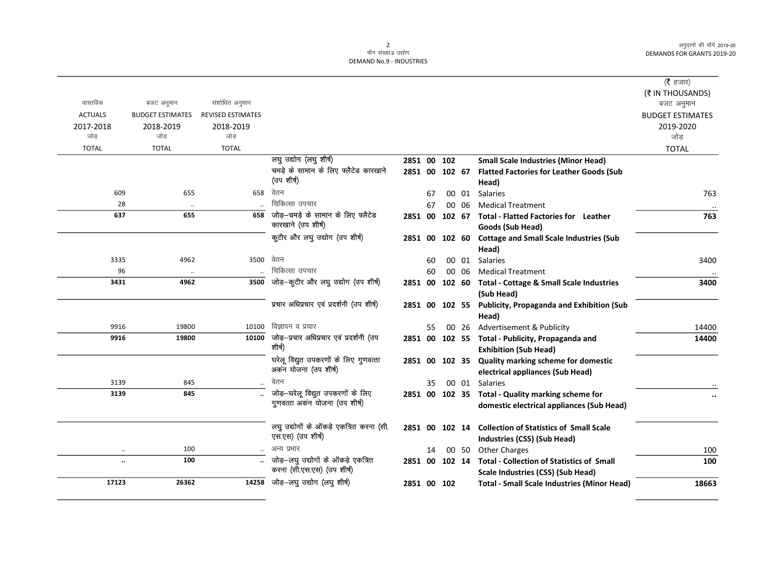| वास्तविक ACTUALS 2017-2018 जोड़ TOTAL | बजट अनुमान BUDGET ESTIMATES 2018-2019 जोड़ TOTAL | संशोधित अनुमान REVISED ESTIMATES 2018-2019 जोड़ TOTAL | | | | (₹ हजार) (₹ IN THOUSANDS) बजट अनुमान BUDGET ESTIMATES 2019-2020 जोड़ TOTAL |
|---|---|---|---|---|---|---|
| | | | लघु उद्योग (लघु शीर्ष) | 2851 00 102 | **Small Scale Industries (Minor Head)** | |
| | | | चमड़े के सामान के लिए फ्लैटेड कारखाने (उप शीर्ष) | 2851 00 102 67 | **Flatted Factories for Leather Goods (Sub Head)** | |
| 609 | 655 | 658 | वेतन | 67 00 01 | Salaries | 763 |
| 28 | .. | .. | चिकित्सा उपचार | 67 00 06 | Medical Treatment | .. |
| **637** | **655** | **658** | जोड़–चमड़े के सामान के लिए फ्लैटेड कारखाने (उप शीर्ष) | 2851 00 102 67 | **Total - Flatted Factories for Leather Goods (Sub Head)** | **763** |
| | | | कुटीर और लघु उद्योग (उप शीर्ष) | 2851 00 102 60 | **Cottage and Small Scale Industries (Sub Head)** | |
| 3335 | 4962 | 3500 | वेतन | 60 00 01 | Salaries | 3400 |
| 96 | .. | .. | चिकित्सा उपचार | 60 00 06 | Medical Treatment | .. |
| **3431** | **4962** | **3500** | जोड़–कुटीर और लघु उद्योग (उप शीर्ष) | 2851 00 102 60 | **Total - Cottage & Small Scale Industries (Sub Head)** | **3400** |
| | | | प्रचार अधिप्रचार एवं प्रदर्शनी (उप शीर्ष) | 2851 00 102 55 | **Publicity, Propaganda and Exhibition (Sub Head)** | |
| 9916 | 19800 | 10100 | विज्ञापन व प्रचार | 55 00 26 | Advertisement & Publicity | 14400 |
| **9916** | **19800** | **10100** | जोड़–प्रचार अधिप्रचार एवं प्रदर्शनी (उप शीर्ष) | 2851 00 102 55 | **Total - Publicity, Propaganda and Exhibition (Sub Head)** | **14400** |
| | | | घरेलू विद्युत उपकरणों के लिए गुणवत्ता अकंन योजना (उप शीर्ष) | 2851 00 102 35 | **Quality marking scheme for domestic electrical appliances (Sub Head)** | |
| 3139 | 845 | .. | वेतन | 35 00 01 | Salaries | .. |
| **3139** | **845** | **..** | जोड़–घरेलू विद्युत उपकरणों के लिए गुणवत्ता अकंन योजना (उप शीर्ष) | 2851 00 102 35 | **Total - Quality marking scheme for domestic electrical appliances (Sub Head)** | **..** |
| | | | लघु उद्योगों के ऑकड़े एकत्रित करना (सी.एस.एस) (उप शीर्ष) | 2851 00 102 14 | **Collection of Statistics of Small Scale Industries (CSS) (Sub Head)** | |
| .. | 100 | .. | अन्य प्रभार | 14 00 50 | Other Charges | 100 |
| **..** | **100** | **..** | जोड़–लघु उद्योगों के ऑकड़े एकत्रित करना (सी.एस.एस) (उप शीर्ष) | 2851 00 102 14 | **Total - Collection of Statistics of Small Scale Industries (CSS) (Sub Head)** | **100** |
| **17123** | **26362** | **14258** | जोड़–लघु उद्योग (लघु शीर्ष) | 2851 00 102 | **Total - Small Scale Industries (Minor Head)** | **18663** |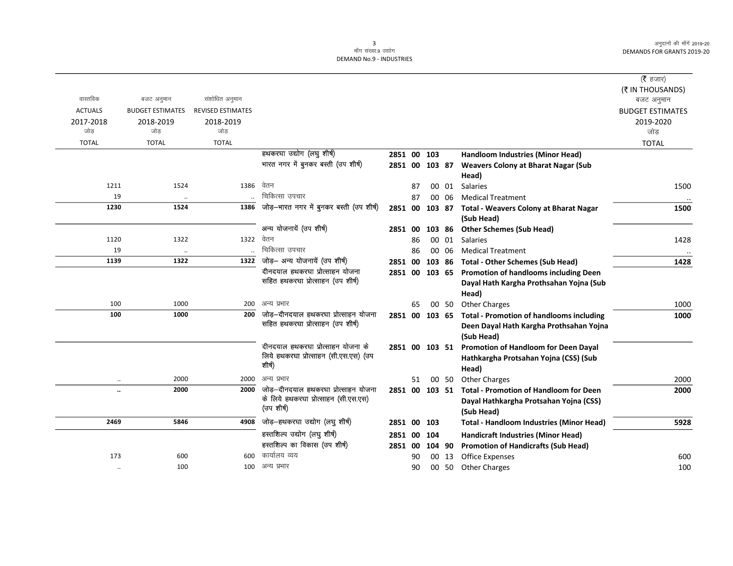| वास्तविक ACTUALS 2017-2018 जोड़ TOTAL | बजट अनुमान BUDGET ESTIMATES 2018-2019 जोड़ TOTAL | संशोधित अनुमान REVISED ESTIMATES 2018-2019 जोड़ TOTAL | | | | | | | | (₹ हजार) (₹ IN THOUSANDS) बजट अनुमान BUDGET ESTIMATES 2019-2020 जोड़ TOTAL |
|---|---|---|---|---|---|---|---|---|---|---|
| | | | हथकरघा उद्योग (लघु शीर्ष) | 2851 | 00 | 103 | | | **Handloom Industries (Minor Head)** | |
| | | | भारत नगर में बुनकर बस्ती (उप शीर्ष) | 2851 | 00 | 103 | 87 | | **Weavers Colony at Bharat Nagar (Sub Head)** | |
| 1211 | 1524 | 1386 | वेतन | | | | 87 | 00 01 | Salaries | 1500 |
| 19 | .. | .. | चिकित्सा उपचार | | | | 87 | 00 06 | Medical Treatment | .. |
| **1230** | **1524** | **1386** | जोड़–भारत नगर में बुनकर बस्ती (उप शीर्ष) | 2851 | 00 | 103 | 87 | | **Total - Weavers Colony at Bharat Nagar (Sub Head)** | **1500** |
| | | | अन्य योजनायें (उप शीर्ष) | 2851 | 00 | 103 | 86 | | **Other Schemes (Sub Head)** | |
| 1120 | 1322 | 1322 | वेतन | | | | 86 | 00 01 | Salaries | 1428 |
| 19 | .. | .. | चिकित्सा उपचार | | | | 86 | 00 06 | Medical Treatment | .. |
| **1139** | **1322** | **1322** | जोड़– अन्य योजनायें (उप शीर्ष) | 2851 | 00 | 103 | 86 | | **Total - Other Schemes (Sub Head)** | **1428** |
| | | | दीनदयाल हथकरघा प्रोत्साहन योजना सहित हथकरघा प्रोत्साहन (उप शीर्ष) | 2851 | 00 | 103 | 65 | | **Promotion of handlooms including Deen Dayal Hath Kargha Prothsahan Yojna (Sub Head)** | |
| 100 | 1000 | 200 | अन्य प्रभार | | | | 65 | 00 50 | Other Charges | 1000 |
| **100** | **1000** | **200** | जोड़–दीनदयाल हथकरघा प्रोत्साहन योजना सहित हथकरघा प्रोत्साहन (उप शीर्ष) | 2851 | 00 | 103 | 65 | | **Total - Promotion of handlooms including Deen Dayal Hath Kargha Prothsahan Yojna (Sub Head)** | **1000** |
| | | | दीनदयाल हथकरघा प्रोत्साहन योजना के लिये हथकरघा प्रोत्साहन (सी.एस.एस) (उप शीर्ष) | 2851 | 00 | 103 | 51 | | **Promotion of Handloom for Deen Dayal Hathkargha Protsahan Yojna (CSS) (Sub Head)** | |
| .. | 2000 | 2000 | अन्य प्रभार | | | | 51 | 00 50 | Other Charges | 2000 |
| **..** | **2000** | **2000** | जोड़–दीनदयाल हथकरघा प्रोत्साहन योजना के लिये हथकरघा प्रोत्साहन (सी.एस.एस) (उप शीर्ष) | 2851 | 00 | 103 | 51 | | **Total - Promotion of Handloom for Deen Dayal Hathkargha Protsahan Yojna (CSS) (Sub Head)** | **2000** |
| **2469** | **5846** | **4908** | जोड़–हथकरघा उद्योग (लघु शीर्ष) | 2851 | 00 | 103 | | | **Total - Handloom Industries (Minor Head)** | **5928** |
| | | | हस्तशिल्प उद्योग (लघु शीर्ष) | 2851 | 00 | 104 | | | **Handicraft Industries (Minor Head)** | |
| | | | हस्तशिल्प का विकास (उप शीर्ष) | 2851 | 00 | 104 | 90 | | **Promotion of Handicrafts (Sub Head)** | |
| 173 | 600 | 600 | कार्यालय व्यय | | | | 90 | 00 13 | Office Expenses | 600 |
| .. | 100 | 100 | अन्य प्रभार | | | | 90 | 00 50 | Other Charges | 100 |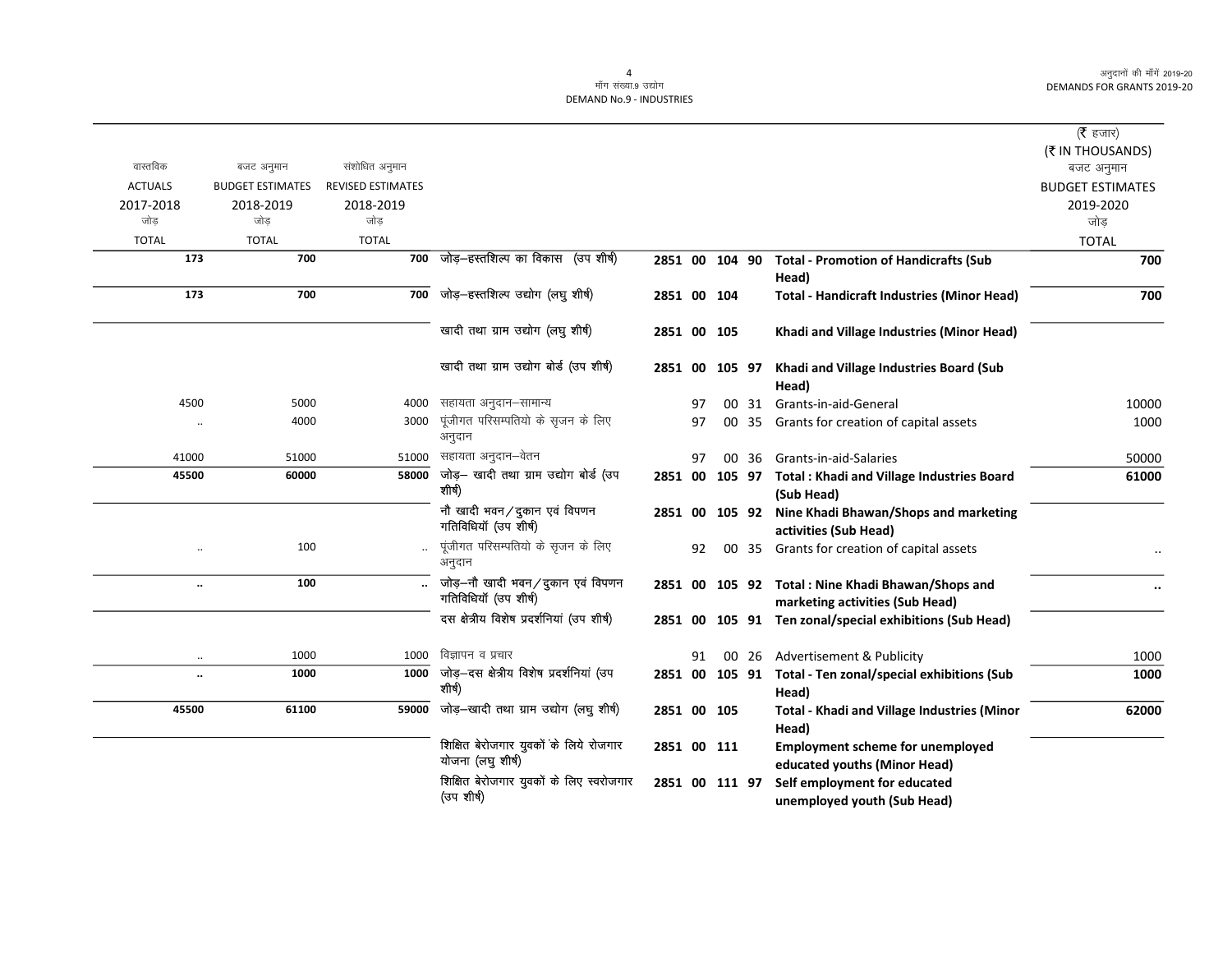| वास्तविक ACTUALS 2017-2018 जोड़ TOTAL | बजट अनुमान BUDGET ESTIMATES 2018-2019 जोड़ TOTAL | संशोधित अनुमान REVISED ESTIMATES 2018-2019 जोड़ TOTAL | | | | | | | (₹ हजार) (₹ IN THOUSANDS) बजट अनुमान BUDGET ESTIMATES 2019-2020 जोड़ TOTAL |
|---|---|---|---|---|---|---|---|---|---|
| **173** | **700** | **700** | जोड़–हस्तशिल्प का विकास (उप शीर्ष) | **2851** | **00** | **104** | **90** | **Total - Promotion of Handicrafts (Sub Head)** | **700** |
| **173** | **700** | **700** | जोड़–हस्तशिल्प उद्योग (लघु शीर्ष) | **2851** | **00** | **104** | | **Total - Handicraft Industries (Minor Head)** | **700** |
| | | | खादी तथा ग्राम उद्योग (लघु शीर्ष) | **2851** | **00** | **105** | | **Khadi and Village Industries (Minor Head)** | |
| | | | खादी तथा ग्राम उद्योग बोर्ड (उप शीर्ष) | **2851** | **00** | **105** | **97** | **Khadi and Village Industries Board (Sub Head)** | |
| 4500 | 5000 | 4000 | सहायता अनुदान–सामान्य | | 97 | 00 | 31 | Grants-in-aid-General | 10000 |
| .. | 4000 | 3000 | पूंजीगत परिसम्पतियो के सृजन के लिए अनुदान | | 97 | 00 | 35 | Grants for creation of capital assets | 1000 |
| 41000 | 51000 | 51000 | सहायता अनुदान–वेतन | | 97 | 00 | 36 | Grants-in-aid-Salaries | 50000 |
| **45500** | **60000** | **58000** | जोड़– खादी तथा ग्राम उद्योग बोर्ड (उप शीर्ष) | **2851** | **00** | **105** | **97** | **Total : Khadi and Village Industries Board (Sub Head)** | **61000** |
| | | | नौ खादी भवन/दुकान एवं विपणन गतिविधियॉ (उप शीर्ष) | **2851** | **00** | **105** | **92** | **Nine Khadi Bhawan/Shops and marketing activities (Sub Head)** | |
| .. | 100 | .. | पूंजीगत परिसम्पतियो के सृजन के लिए अनुदान | | 92 | 00 | 35 | Grants for creation of capital assets | .. |
| **..** | **100** | **..** | जोड़–नौ खादी भवन/दुकान एवं विपणन गतिविधियॉ (उप शीर्ष) | **2851** | **00** | **105** | **92** | **Total : Nine Khadi Bhawan/Shops and marketing activities (Sub Head)** | **..** |
| | | | दस क्षेत्रीय विशेष प्रदर्शनियां (उप शीर्ष) | **2851** | **00** | **105** | **91** | **Ten zonal/special exhibitions (Sub Head)** | |
| .. | 1000 | 1000 | विज्ञापन व प्रचार | | 91 | 00 | 26 | Advertisement & Publicity | 1000 |
| **..** | **1000** | **1000** | जोड़–दस क्षेत्रीय विशेष प्रदर्शनियां (उप शीर्ष) | **2851** | **00** | **105** | **91** | **Total - Ten zonal/special exhibitions (Sub Head)** | **1000** |
| **45500** | **61100** | **59000** | जोड़–खादी तथा ग्राम उद्योग (लघु शीर्ष) | **2851** | **00** | **105** | | **Total - Khadi and Village Industries (Minor Head)** | **62000** |
| | | | शिक्षित बेरोजगार युवकों के लिये रोजगार योजना (लघु शीर्ष) | **2851** | **00** | **111** | | **Employment scheme for unemployed educated youths (Minor Head)** | |
| | | | शिक्षित बेरोजगार युवकों के लिए स्वरोजगार (उप शीर्ष) | **2851** | **00** | **111** | **97** | **Self employment for educated unemployed youth (Sub Head)** | |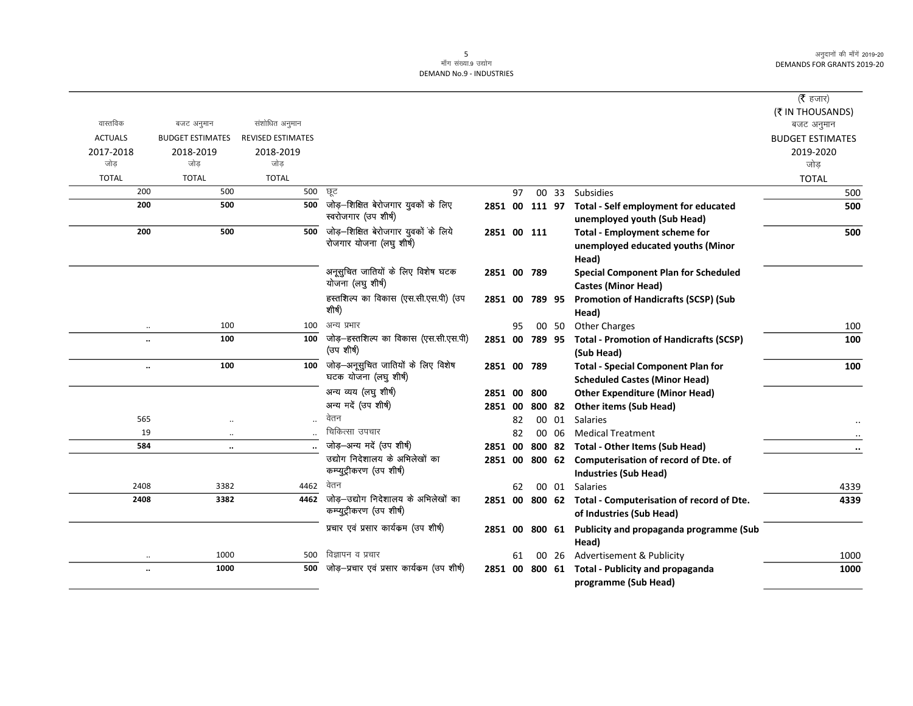मॉंग संख्या.9 उद्योग
DEMAND No.9 - INDUSTRIES

| वास्तविक ACTUALS 2017-2018 जोड़ TOTAL | बजट अनुमान BUDGET ESTIMATES 2018-2019 जोड़ TOTAL | संशोधित अनुमान REVISED ESTIMATES 2018-2019 जोड़ TOTAL | | | | (₹ हजार) (₹ IN THOUSANDS) बजट अनुमान BUDGET ESTIMATES 2019-2020 जोड़ TOTAL |
|---|---|---|---|---|---|---|
| 200 | 500 | 500 | छूट | 97 00 33 | Subsidies | 500 |
| **200** | **500** | **500** | जोड़–शिक्षित बेरोजगार युवकों के लिए स्वरोजगार (उप शीर्ष) | **2851 00 111 97** | **Total - Self employment for educated unemployed youth (Sub Head)** | **500** |
| **200** | **500** | **500** | जोड़–शिक्षित बेरोजगार युवकों के लिये रोजगार योजना (लघु शीर्ष) | **2851 00 111** | **Total - Employment scheme for unemployed educated youths (Minor Head)** | **500** |
| | | | अनूसुचित जातियों के लिए विशेष घटक योजना (लघु शीर्ष) | **2851 00 789** | **Special Component Plan for Scheduled Castes (Minor Head)** | |
| | | | हस्तशिल्प का विकास (एस.सी.एस.पी) (उप शीर्ष) | **2851 00 789 95** | **Promotion of Handicrafts (SCSP) (Sub Head)** | |
| .. | 100 | 100 | अन्य प्रभार | 95 00 50 | Other Charges | 100 |
| **..** | **100** | **100** | जोड़–हस्तशिल्प का विकास (एस.सी.एस.पी) (उप शीर्ष) | **2851 00 789 95** | **Total - Promotion of Handicrafts (SCSP) (Sub Head)** | **100** |
| **..** | **100** | **100** | जोड़–अनूसुचित जातियों के लिए विशेष घटक योजना (लघु शीर्ष) | **2851 00 789** | **Total - Special Component Plan for Scheduled Castes (Minor Head)** | **100** |
| | | | अन्य व्यय (लघु शीर्ष) | **2851 00 800** | **Other Expenditure (Minor Head)** | |
| | | | अन्य मदें (उप शीर्ष) | **2851 00 800 82** | **Other items (Sub Head)** | |
| 565 | .. | .. | वेतन | 82 00 01 | Salaries | .. |
| 19 | .. | .. | चिकित्सा उपचार | 82 00 06 | Medical Treatment | .. |
| **584** | **..** | **..** | जोड़–अन्य मदें (उप शीर्ष) | **2851 00 800 82** | **Total - Other Items (Sub Head)** | **..** |
| | | | उद्योग निदेशालय के अभिलेखों का कम्प्युट्रीकरण (उप शीर्ष) | **2851 00 800 62** | **Computerisation of record of Dte. of Industries (Sub Head)** | |
| 2408 | 3382 | 4462 | वेतन | 62 00 01 | Salaries | 4339 |
| **2408** | **3382** | **4462** | जोड़–उद्योग निदेशालय के अभिलेखों का कम्प्युट्रीकरण (उप शीर्ष) | **2851 00 800 62** | **Total - Computerisation of record of Dte. of Industries (Sub Head)** | **4339** |
| | | | प्रचार एवं प्रसार कार्यक्रम (उप शीर्ष) | **2851 00 800 61** | **Publicity and propaganda programme (Sub Head)** | |
| .. | 1000 | 500 | विज्ञापन व प्रचार | 61 00 26 | Advertisement & Publicity | 1000 |
| **..** | **1000** | **500** | जोड़–प्रचार एवं प्रसार कार्यक्रम (उप शीर्ष) | **2851 00 800 61** | **Total - Publicity and propaganda programme (Sub Head)** | **1000** |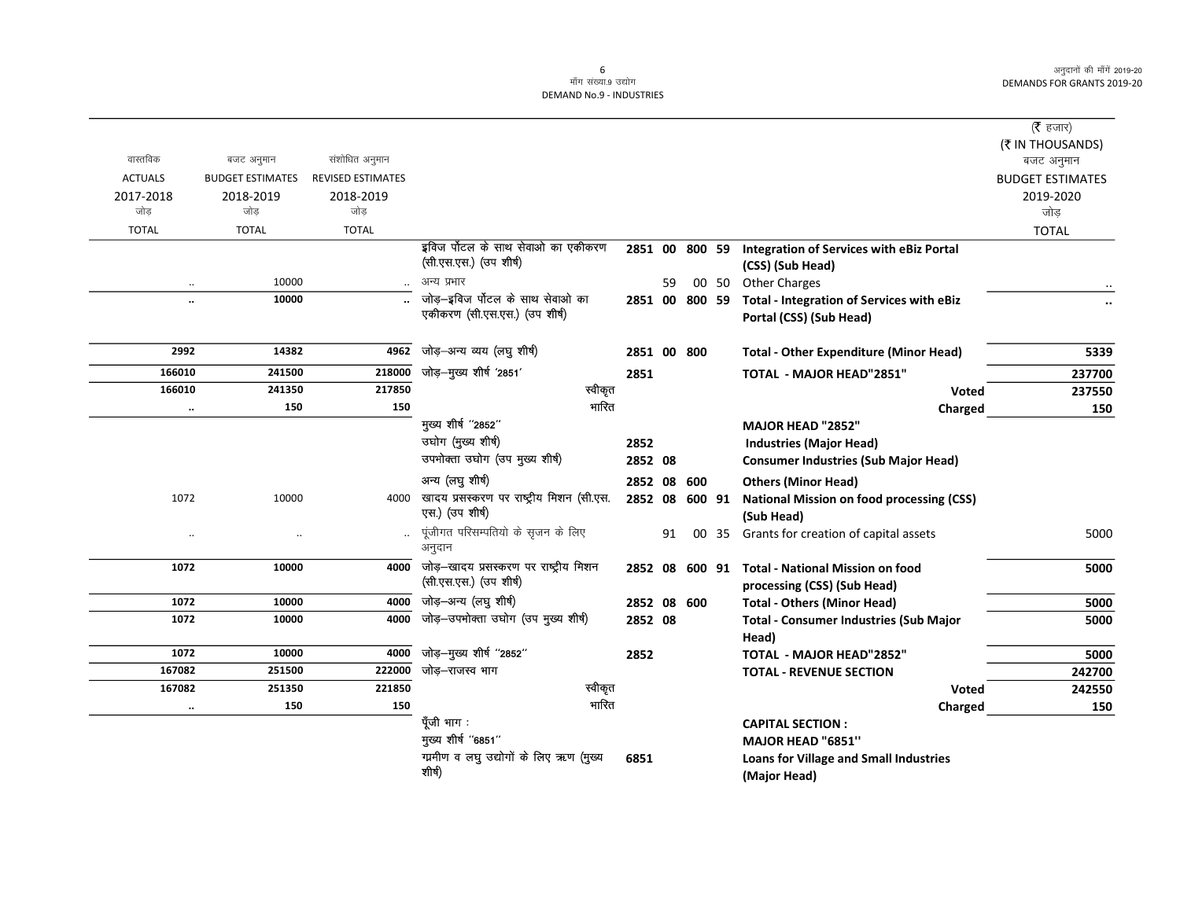| वास्तविक ACTUALS 2017-2018 जोड़ TOTAL | बजट अनुमान BUDGET ESTIMATES 2018-2019 जोड़ TOTAL | संशोधित अनुमान REVISED ESTIMATES 2018-2019 जोड़ TOTAL | | | | | | | (₹ हजार) (₹ IN THOUSANDS) बजट अनुमान BUDGET ESTIMATES 2019-2020 जोड़ TOTAL |
|---|---|---|---|---|---|---|---|---|---|
| | | | इविज पोंटल के साथ सेवाओ का एकीकरण (सी.एस.एस.) (उप शीर्ष) | 2851 | 00 | 800 | 59 | Integration of Services with eBiz Portal (CSS) (Sub Head) | |
| .. | 10000 | .. | अन्य प्रभार | | 59 | 00 | 50 | Other Charges | .. |
| .. | 10000 | .. | जोड़–इविज पोंटल के साथ सेवाओ का एकीकरण (सी.एस.एस.) (उप शीर्ष) | 2851 | 00 | 800 | 59 | Total - Integration of Services with eBiz Portal (CSS) (Sub Head) | .. |
| 2992 | 14382 | 4962 | जोड़–अन्य व्यय (लघु शीर्ष) | 2851 | 00 | 800 | | Total - Other Expenditure (Minor Head) | 5339 |
| 166010 | 241500 | 218000 | जोड़–मुख्य शीर्ष '2851' | 2851 | | | | TOTAL - MAJOR HEAD"2851" | 237700 |
| 166010 | 241350 | 217850 | स्वीकृत | | | | | Voted | 237550 |
| .. | 150 | 150 | भारित | | | | | Charged | 150 |
| | | | मुख्य शीर्ष "2852" | | | | | MAJOR HEAD "2852" | |
| | | | उघोग (मुख्य शीर्ष) | 2852 | | | | Industries (Major Head) | |
| | | | उपभोक्ता उघोग (उप मुख्य शीर्ष) | 2852 | 08 | | | Consumer Industries (Sub Major Head) | |
| | | | अन्य (लघु शीर्ष) | 2852 | 08 | 600 | | Others (Minor Head) | |
| 1072 | 10000 | 4000 | खादय प्रसस्करण पर राष्ट्रीय मिशन (सी.एस.एस.) (उप शीर्ष) | 2852 | 08 | 600 | 91 | National Mission on food processing (CSS) (Sub Head) | |
| .. | .. | .. | पूंजीगत परिसम्पतियो के सृजन के लिए अनुदान | | 91 | 00 | 35 | Grants for creation of capital assets | 5000 |
| 1072 | 10000 | 4000 | जोड़–खादय प्रसस्करण पर राष्ट्रीय मिशन (सी.एस.एस.) (उप शीर्ष) | 2852 | 08 | 600 | 91 | Total - National Mission on food processing (CSS) (Sub Head) | 5000 |
| 1072 | 10000 | 4000 | जोड़–अन्य (लघु शीर्ष) | 2852 | 08 | 600 | | Total - Others (Minor Head) | 5000 |
| 1072 | 10000 | 4000 | जोड़–उपभोक्ता उघोग (उप मुख्य शीर्ष) | 2852 | 08 | | | Total - Consumer Industries (Sub Major Head) | 5000 |
| 1072 | 10000 | 4000 | जोड़–मुख्य शीर्ष "2852" | 2852 | | | | TOTAL - MAJOR HEAD"2852" | 5000 |
| 167082 | 251500 | 222000 | जोड़–राजस्व भाग | | | | | TOTAL - REVENUE SECTION | 242700 |
| 167082 | 251350 | 221850 | स्वीकृत | | | | | Voted | 242550 |
| .. | 150 | 150 | भारित | | | | | Charged | 150 |
| | | | पूँजी भाग : | | | | | CAPITAL SECTION : | |
| | | | मुख्य शीर्ष "6851" | | | | | MAJOR HEAD "6851" | |
| | | | ग्रमीण व लघु उद्योगों के लिए ऋण (मुख्य शीर्ष) | 6851 | | | | Loans for Village and Small Industries (Major Head) | |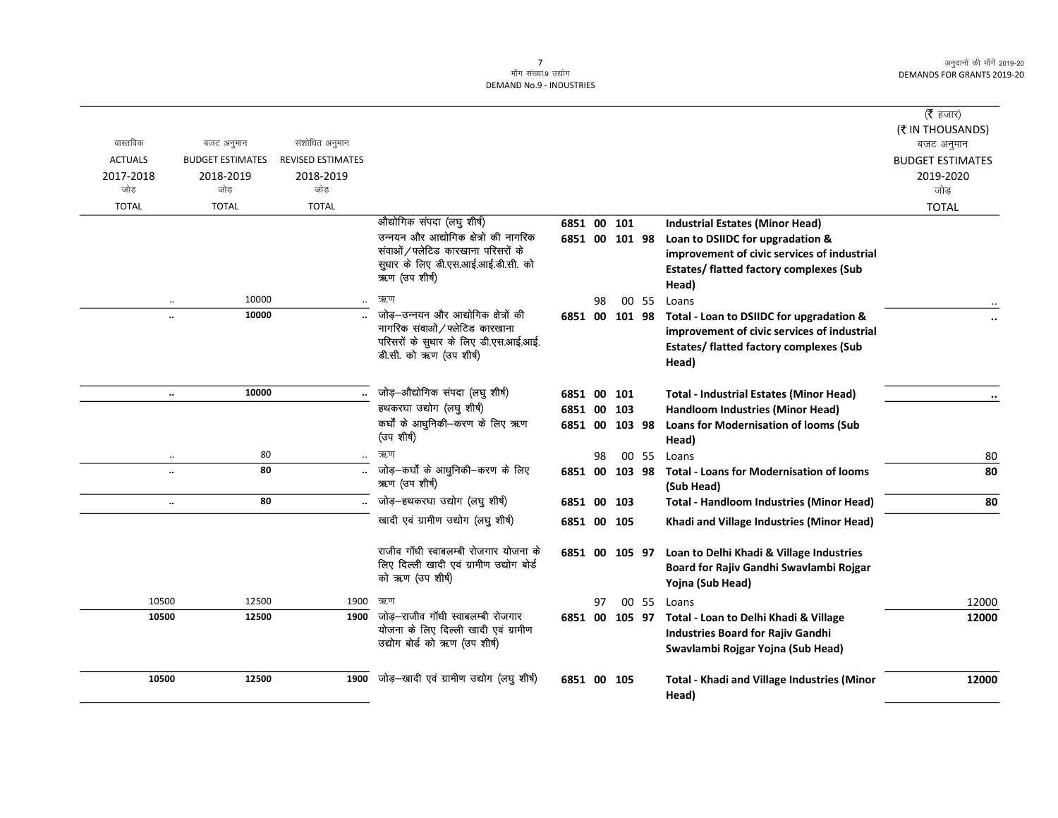(₹ हजार)
(₹ IN THOUSANDS)

| वास्तविक ACTUALS 2017-2018 जोड़ TOTAL | बजट अनुमान BUDGET ESTIMATES 2018-2019 जोड़ TOTAL | संशोधित अनुमान REVISED ESTIMATES 2018-2019 जोड़ TOTAL | | | | बजट अनुमान BUDGET ESTIMATES 2019-2020 जोड़ TOTAL |
|---|---|---|---|---|---|---|
| | | | औद्योगिक संपदा (लघु शीर्ष) | 6851 00 101 | **Industrial Estates (Minor Head)** | |
| | | | उन्नयन और आद्योगिक क्षेत्रों की नागरिक संवाओं/फ्लेटिड कारखाना परिसरों के सुधार के लिए डी.एस.आई.आई.डी.सी. को ऋण (उप शीर्ष) | 6851 00 101 98 | **Loan to DSIIDC for upgradation & improvement of civic services of industrial Estates/ flatted factory complexes (Sub Head)** | |
| .. | 10000 | .. | ऋण | 98 00 55 | Loans | .. |
| **..** | **10000** | **..** | जोड़–उन्नयन और आद्योगिक क्षेत्रों की नागरिक संवाओं/फ्लेटिड कारखाना परिसरों के सुधार के लिए डी.एस.आई.आई.डी.सी. को ऋण (उप शीर्ष) | 6851 00 101 98 | **Total - Loan to DSIIDC for upgradation & improvement of civic services of industrial Estates/ flatted factory complexes (Sub Head)** | **..** |
| **..** | **10000** | **..** | जोड़–औद्योगिक संपदा (लघु शीर्ष) | 6851 00 101 | **Total - Industrial Estates (Minor Head)** | **..** |
| | | | हथकरघा उद्योग (लघु शीर्ष) | 6851 00 103 | **Handloom Industries (Minor Head)** | |
| | | | कर्घों के आधुनिकी–करण के लिए ऋण (उप शीर्ष) | 6851 00 103 98 | **Loans for Modernisation of looms (Sub Head)** | |
| .. | 80 | .. | ऋण | 98 00 55 | Loans | 80 |
| **..** | **80** | **..** | जोड़–कर्घों के आधुनिकी–करण के लिए ऋण (उप शीर्ष) | 6851 00 103 98 | **Total - Loans for Modernisation of looms (Sub Head)** | **80** |
| **..** | **80** | **..** | जोड़–हथकरघा उद्योग (लघु शीर्ष) | 6851 00 103 | **Total - Handloom Industries (Minor Head)** | **80** |
| | | | खादी एवं ग्रामीण उद्योग (लघु शीर्ष) | 6851 00 105 | **Khadi and Village Industries (Minor Head)** | |
| | | | राजीव गॉधी स्वाबलम्बी रोजगार योजना के लिए दिल्ली खादी एवं ग्रामीण उद्योग बोर्ड को ऋण (उप शीर्ष) | 6851 00 105 97 | **Loan to Delhi Khadi & Village Industries Board for Rajiv Gandhi Swavlambi Rojgar Yojna (Sub Head)** | |
| 10500 | 12500 | 1900 | ऋण | 97 00 55 | Loans | 12000 |
| **10500** | **12500** | **1900** | जोड़–राजीव गॉधी स्वाबलम्बी रोजगार योजना के लिए दिल्ली खादी एवं ग्रामीण उद्योग बोर्ड को ऋण (उप शीर्ष) | 6851 00 105 97 | **Total - Loan to Delhi Khadi & Village Industries Board for Rajiv Gandhi Swavlambi Rojgar Yojna (Sub Head)** | **12000** |
| **10500** | **12500** | **1900** | जोड़–खादी एवं ग्रामीण उद्योग (लघु शीर्ष) | 6851 00 105 | **Total - Khadi and Village Industries (Minor Head)** | **12000** |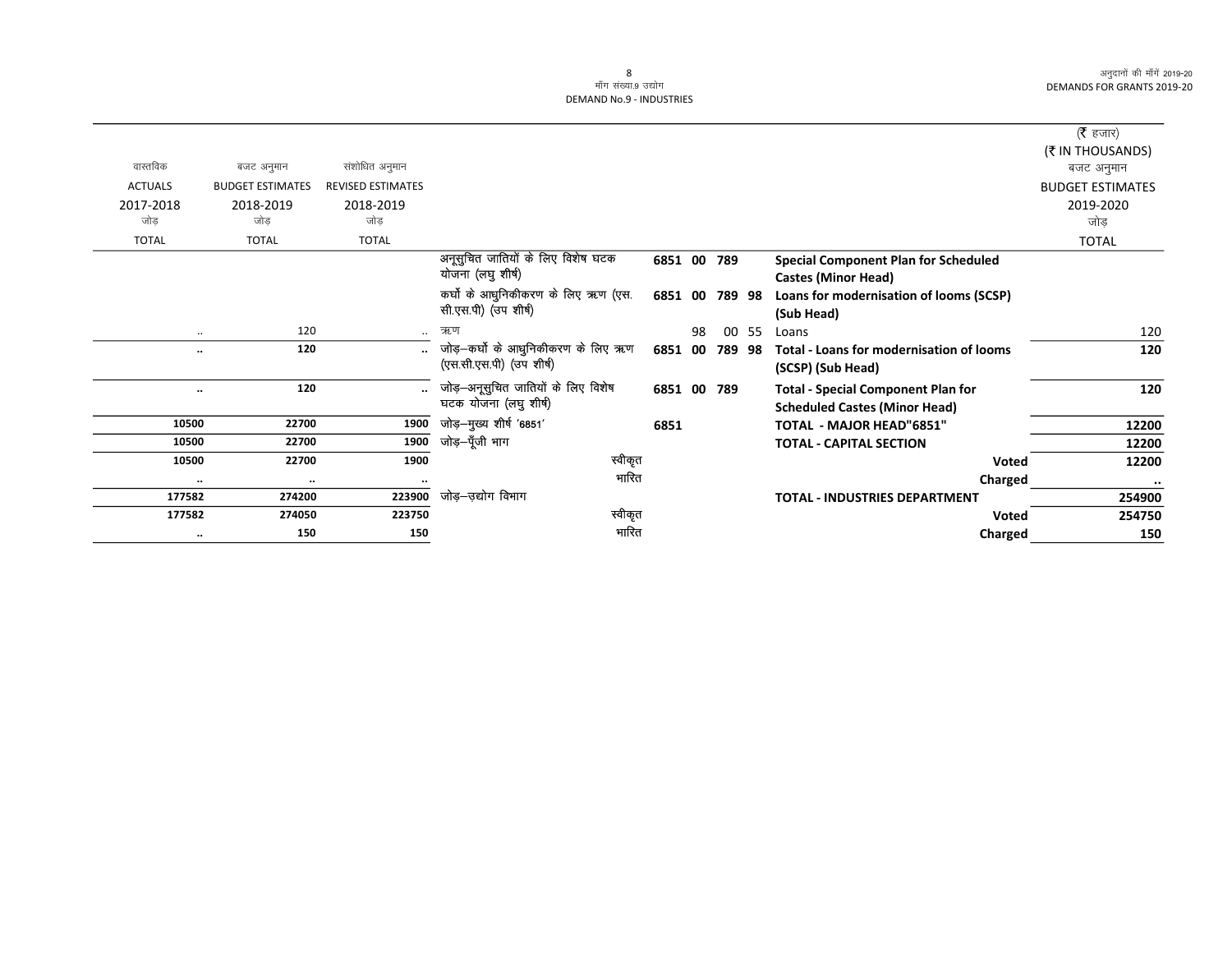| वास्तविक ACTUALS 2017-2018 जोड़ TOTAL | बजट अनुमान BUDGET ESTIMATES 2018-2019 जोड़ TOTAL | संशोधित अनुमान REVISED ESTIMATES 2018-2019 जोड़ TOTAL | | | | | | | (₹ हजार) (₹ IN THOUSANDS) बजट अनुमान BUDGET ESTIMATES 2019-2020 जोड़ TOTAL |
|---|---|---|---|---|---|---|---|---|---|
| | | | अनूसुचित जातियों के लिए विशेष घटक योजना (लघु शीर्ष) | 6851 | 00 | 789 | | Special Component Plan for Scheduled Castes (Minor Head) | |
| | | | कर्घो के आधुनिकीकरण के लिए ऋण (एस.सी.एस.पी) (उप शीर्ष) | 6851 | 00 | 789 | 98 | Loans for modernisation of looms (SCSP) (Sub Head) | |
| .. | 120 | .. | ऋण | | 98 | 00 | 55 | Loans | 120 |
| **..** | **120** | **..** | जोड़–कर्घो के आधुनिकीकरण के लिए ऋण (एस.सी.एस.पी) (उप शीर्ष) | **6851** | **00** | **789** | **98** | **Total - Loans for modernisation of looms (SCSP) (Sub Head)** | **120** |
| **..** | **120** | **..** | जोड़–अनूसुचित जातियों के लिए विशेष घटक योजना (लघु शीर्ष) | **6851** | **00** | **789** | | **Total - Special Component Plan for Scheduled Castes (Minor Head)** | **120** |
| **10500** | **22700** | **1900** | जोड़–मुख्य शीर्ष '6851' | **6851** | | | | **TOTAL - MAJOR HEAD"6851"** | **12200** |
| **10500** | **22700** | **1900** | जोड़–पूँजी भाग | | | | | **TOTAL - CAPITAL SECTION** | **12200** |
| **10500** | **22700** | **1900** | स्वीकृत | | | | | **Voted** | **12200** |
| **..** | **..** | **..** | भारित | | | | | **Charged** | **..** |
| **177582** | **274200** | **223900** | जोड़–उद्योग विभाग | | | | | **TOTAL - INDUSTRIES DEPARTMENT** | **254900** |
| **177582** | **274050** | **223750** | स्वीकृत | | | | | **Voted** | **254750** |
| **..** | **150** | **150** | भारित | | | | | **Charged** | **150** |